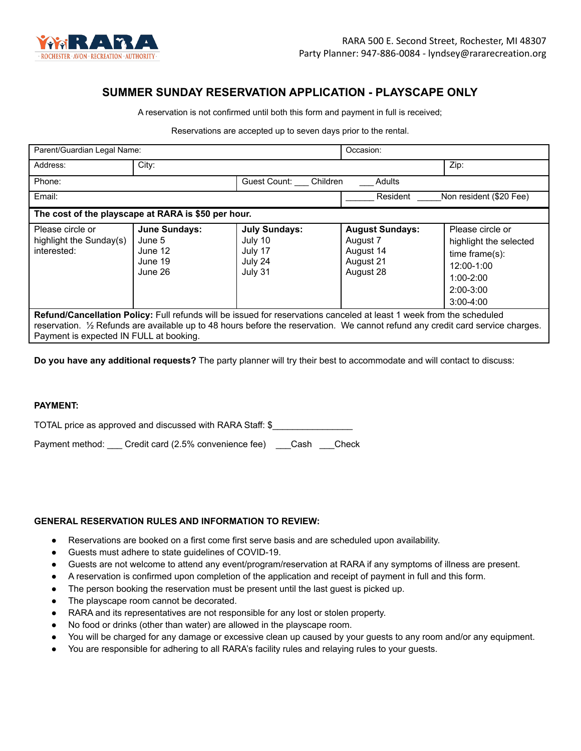RARA · ROCHESTER · AVON · RECREATION · AUTHORITY ·

RARA 500 E. Second Street, Rochester, MI 48307
Party Planner: 947-886-0084 - lyndsey@rararecreation.org

## SUMMER SUNDAY RESERVATION APPLICATION - PLAYSCAPE ONLY

A reservation is not confirmed until both this form and payment in full is received;

Reservations are accepted up to seven days prior to the rental.

| Parent/Guardian Legal Name: | | | Occasion: | |
|---|---|---|---|---|
| Address: | City: | | | Zip: |
| Phone: | | Guest Count: ___ Children | ___ Adults | |
| Email: | | | ______ Resident | _____Non resident ($20 Fee) |
| **The cost of the playscape at RARA is $50 per hour.** | | | | |
| Please circle or highlight the Sunday(s) interested: | **June Sundays:** June 5, June 12, June 19, June 26 | **July Sundays:** July 10, July 17, July 24, July 31 | **August Sundays:** August 7, August 14, August 21, August 28 | Please circle or highlight the selected time frame(s): 12:00-1:00, 1:00-2:00, 2:00-3:00, 3:00-4:00 |
| **Refund/Cancellation Policy:** Full refunds will be issued for reservations canceled at least 1 week from the scheduled reservation. ½ Refunds are available up to 48 hours before the reservation. We cannot refund any credit card service charges. Payment is expected IN FULL at booking. | | | | |

**Do you have any additional requests?** The party planner will try their best to accommodate and will contact to discuss:

**PAYMENT:**

TOTAL price as approved and discussed with RARA Staff: $________________

Payment method: ___ Credit card (2.5% convenience fee) ___Cash ___Check

**GENERAL RESERVATION RULES AND INFORMATION TO REVIEW:**

- Reservations are booked on a first come first serve basis and are scheduled upon availability.
- Guests must adhere to state guidelines of COVID-19.
- Guests are not welcome to attend any event/program/reservation at RARA if any symptoms of illness are present.
- A reservation is confirmed upon completion of the application and receipt of payment in full and this form.
- The person booking the reservation must be present until the last guest is picked up.
- The playscape room cannot be decorated.
- RARA and its representatives are not responsible for any lost or stolen property.
- No food or drinks (other than water) are allowed in the playscape room.
- You will be charged for any damage or excessive clean up caused by your guests to any room and/or any equipment.
- You are responsible for adhering to all RARA's facility rules and relaying rules to your guests.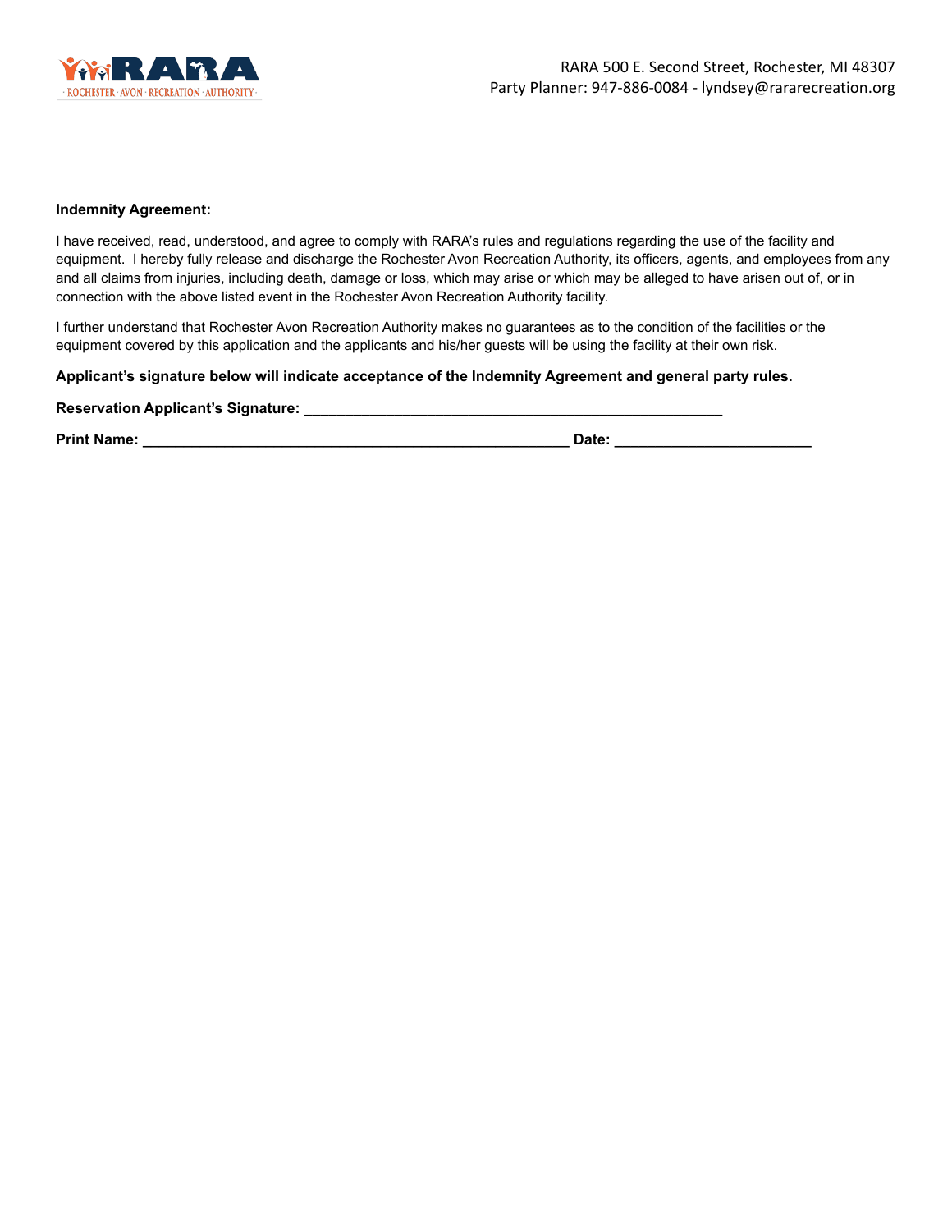RARA 500 E. Second Street, Rochester, MI 48307
Party Planner: 947-886-0084 - lyndsey@rararecreation.org

**Indemnity Agreement:**

I have received, read, understood, and agree to comply with RARA's rules and regulations regarding the use of the facility and equipment. I hereby fully release and discharge the Rochester Avon Recreation Authority, its officers, agents, and employees from any and all claims from injuries, including death, damage or loss, which may arise or which may be alleged to have arisen out of, or in connection with the above listed event in the Rochester Avon Recreation Authority facility.

I further understand that Rochester Avon Recreation Authority makes no guarantees as to the condition of the facilities or the equipment covered by this application and the applicants and his/her guests will be using the facility at their own risk.

**Applicant's signature below will indicate acceptance of the Indemnity Agreement and general party rules.**

**Reservation Applicant's Signature:** ______________________________________________

**Print Name:** ______________________________________________ **Date:** ______________________